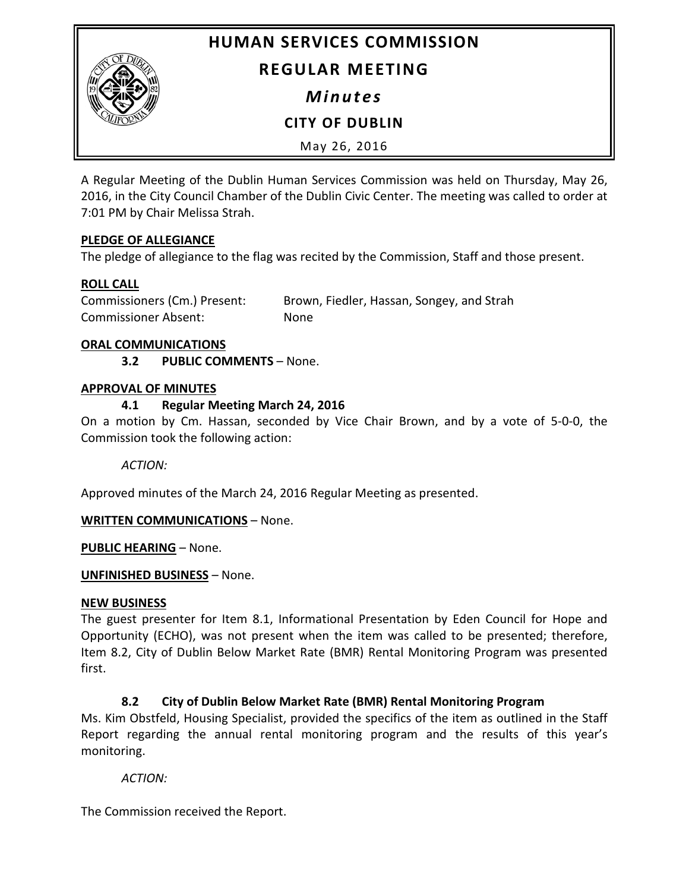# HUMAN SERVICES COMMISSION

## REGULAR MEETING

### *Minutes*

### CITY OF DUBLIN

May 26, 2016

A Regular Meeting of the Dublin Human Services Commission was held on Thursday, May 26, 2016, in the City Council Chamber of the Dublin Civic Center. The meeting was called to order at 7:01 PM by Chair Melissa Strah.

**PLEDGE OF ALLEGIANCE**

The pledge of allegiance to the flag was recited by the Commission, Staff and those present.

**ROLL CALL**

Commissioners (Cm.) Present: Brown, Fiedler, Hassan, Songey, and Strah
Commissioner Absent: None

**ORAL COMMUNICATIONS**

**3.2 PUBLIC COMMENTS** – None.

**APPROVAL OF MINUTES**

**4.1 Regular Meeting March 24, 2016**

On a motion by Cm. Hassan, seconded by Vice Chair Brown, and by a vote of 5-0-0, the Commission took the following action:

*ACTION:*

Approved minutes of the March 24, 2016 Regular Meeting as presented.

**WRITTEN COMMUNICATIONS** – None.

**PUBLIC HEARING** – None.

**UNFINISHED BUSINESS** – None.

**NEW BUSINESS**

The guest presenter for Item 8.1, Informational Presentation by Eden Council for Hope and Opportunity (ECHO), was not present when the item was called to be presented; therefore, Item 8.2, City of Dublin Below Market Rate (BMR) Rental Monitoring Program was presented first.

**8.2 City of Dublin Below Market Rate (BMR) Rental Monitoring Program**

Ms. Kim Obstfeld, Housing Specialist, provided the specifics of the item as outlined in the Staff Report regarding the annual rental monitoring program and the results of this year's monitoring.

*ACTION:*

The Commission received the Report.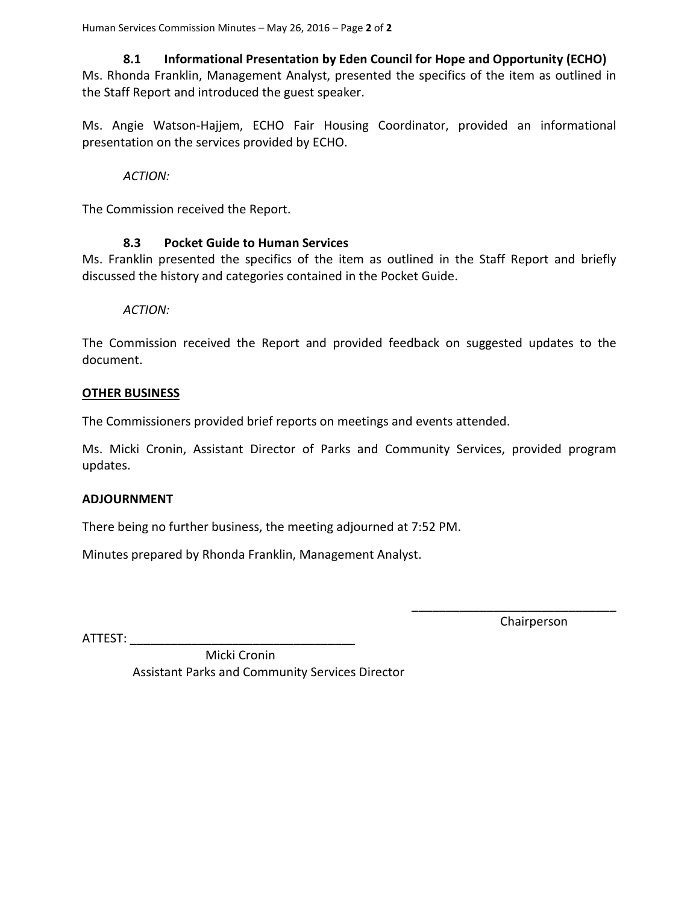### 8.1 Informational Presentation by Eden Council for Hope and Opportunity (ECHO)

Ms. Rhonda Franklin, Management Analyst, presented the specifics of the item as outlined in the Staff Report and introduced the guest speaker.

Ms. Angie Watson-Hajjem, ECHO Fair Housing Coordinator, provided an informational presentation on the services provided by ECHO.

*ACTION:*

The Commission received the Report.

### 8.3 Pocket Guide to Human Services

Ms. Franklin presented the specifics of the item as outlined in the Staff Report and briefly discussed the history and categories contained in the Pocket Guide.

*ACTION:*

The Commission received the Report and provided feedback on suggested updates to the document.

**OTHER BUSINESS**

The Commissioners provided brief reports on meetings and events attended.

Ms. Micki Cronin, Assistant Director of Parks and Community Services, provided program updates.

**ADJOURNMENT**

There being no further business, the meeting adjourned at 7:52 PM.

Minutes prepared by Rhonda Franklin, Management Analyst.

______________________________
Chairperson

ATTEST: _________________________________
Micki Cronin
Assistant Parks and Community Services Director